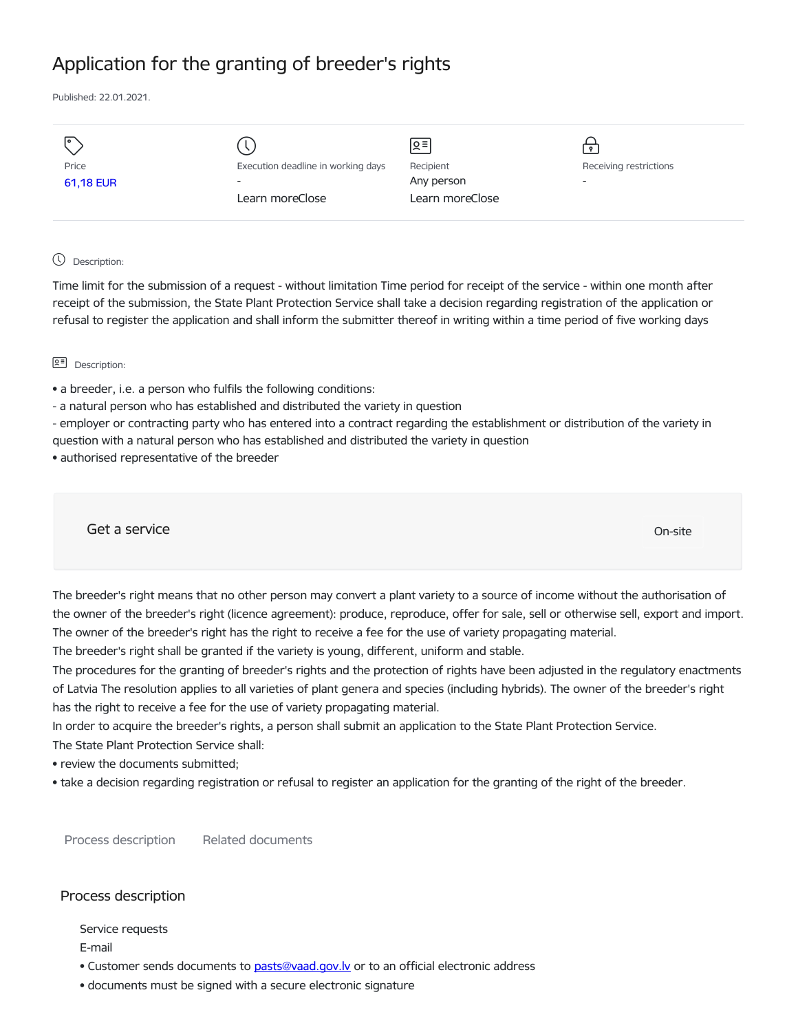# Application for the granting of breeder's rights

Published: 22.01.2021.

| Price | Execution deadline in working days | Recipient | Receiving restrictions |
| --- | --- | --- | --- |
| 61,18 EUR | - | Any person | - |
| | Learn moreClose | Learn moreClose | |

Description:

Time limit for the submission of a request - without limitation Time period for receipt of the service - within one month after receipt of the submission, the State Plant Protection Service shall take a decision regarding registration of the application or refusal to register the application and shall inform the submitter thereof in writing within a time period of five working days

Description:

- a breeder, i.e. a person who fulfils the following conditions:
  - a natural person who has established and distributed the variety in question
  - employer or contracting party who has entered into a contract regarding the establishment or distribution of the variety in question with a natural person who has established and distributed the variety in question
- authorised representative of the breeder

Get a service

On-site

The breeder's right means that no other person may convert a plant variety to a source of income without the authorisation of the owner of the breeder's right (licence agreement): produce, reproduce, offer for sale, sell or otherwise sell, export and import. The owner of the breeder's right has the right to receive a fee for the use of variety propagating material.

The breeder's right shall be granted if the variety is young, different, uniform and stable.

The procedures for the granting of breeder's rights and the protection of rights have been adjusted in the regulatory enactments of Latvia The resolution applies to all varieties of plant genera and species (including hybrids). The owner of the breeder's right has the right to receive a fee for the use of variety propagating material.

In order to acquire the breeder's rights, a person shall submit an application to the State Plant Protection Service.

The State Plant Protection Service shall:

- review the documents submitted;
- take a decision regarding registration or refusal to register an application for the granting of the right of the breeder.

Process description Related documents

## Process description

Service requests

E-mail

- Customer sends documents to pasts@vaad.gov.lv or to an official electronic address
- documents must be signed with a secure electronic signature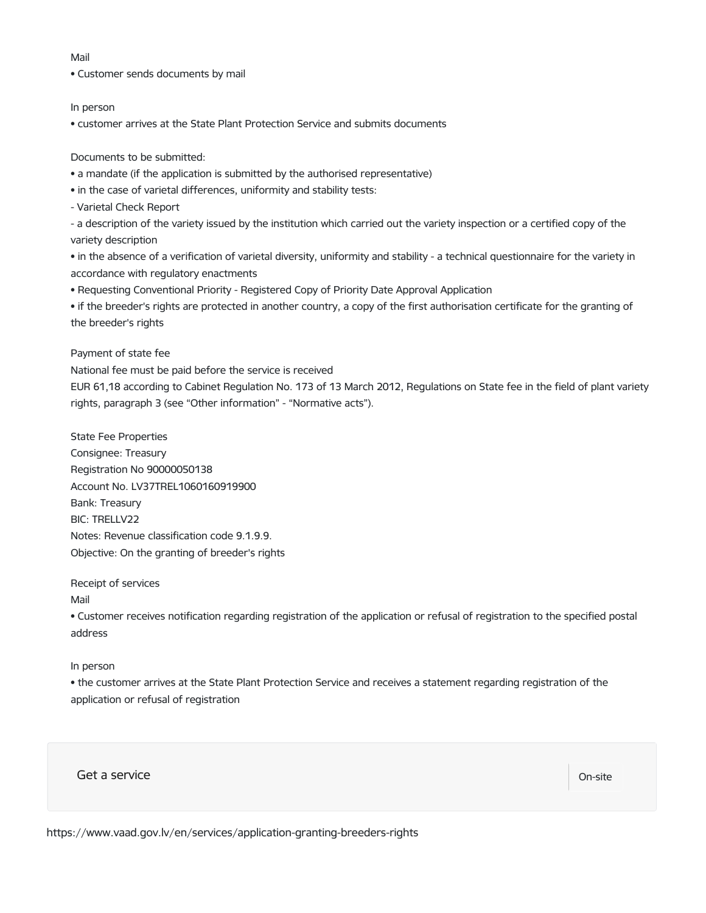Mail

• Customer sends documents by mail

In person

• customer arrives at the State Plant Protection Service and submits documents

Documents to be submitted:

• a mandate (if the application is submitted by the authorised representative)
• in the case of varietal differences, uniformity and stability tests:
- Varietal Check Report
- a description of the variety issued by the institution which carried out the variety inspection or a certified copy of the variety description
• in the absence of a verification of varietal diversity, uniformity and stability - a technical questionnaire for the variety in accordance with regulatory enactments
• Requesting Conventional Priority - Registered Copy of Priority Date Approval Application
• if the breeder's rights are protected in another country, a copy of the first authorisation certificate for the granting of the breeder's rights

Payment of state fee

National fee must be paid before the service is received

EUR 61,18 according to Cabinet Regulation No. 173 of 13 March 2012, Regulations on State fee in the field of plant variety rights, paragraph 3 (see "Other information" - "Normative acts").

State Fee Properties

Consignee: Treasury

Registration No 90000050138

Account No. LV37TREL1060160919900

Bank: Treasury

BIC: TRELLV22

Notes: Revenue classification code 9.1.9.9.

Objective: On the granting of breeder's rights

Receipt of services

Mail

• Customer receives notification regarding registration of the application or refusal of registration to the specified postal address

In person

• the customer arrives at the State Plant Protection Service and receives a statement regarding registration of the application or refusal of registration

Get a service

On-site

https://www.vaad.gov.lv/en/services/application-granting-breeders-rights